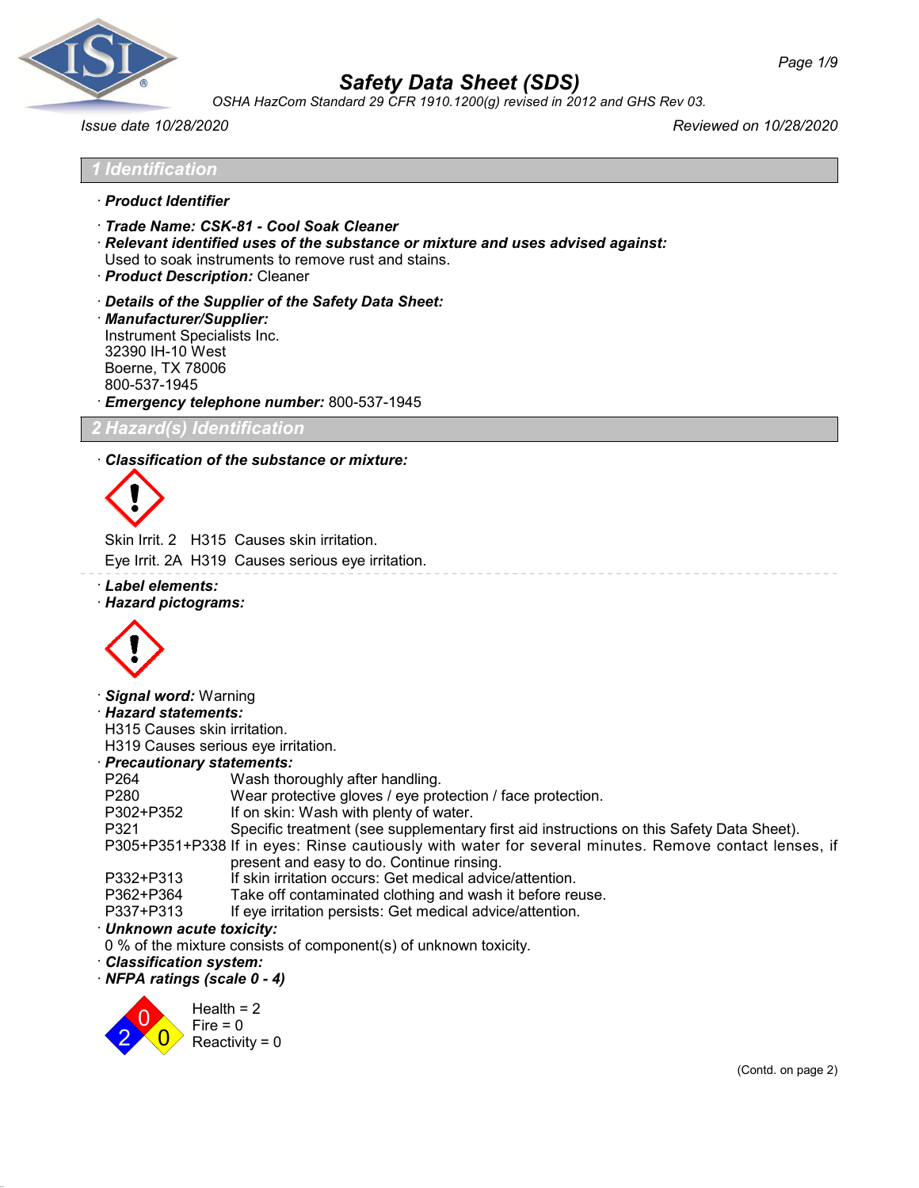# Safety Data Sheet (SDS)

*OSHA HazCom Standard 29 CFR 1910.1200(g) revised in 2012 and GHS Rev 03.*

*Issue date 10/28/2020* *Reviewed on 10/28/2020*

## 1 Identification

· **Product Identifier**

· **Trade Name: CSK-81 - Cool Soak Cleaner**

· **Relevant identified uses of the substance or mixture and uses advised against:**
Used to soak instruments to remove rust and stains.

· **Product Description:** Cleaner

· **Details of the Supplier of the Safety Data Sheet:**

· **Manufacturer/Supplier:**
Instrument Specialists Inc.
32390 IH-10 West
Boerne, TX 78006
800-537-1945

· **Emergency telephone number:** 800-537-1945

## 2 Hazard(s) Identification

· **Classification of the substance or mixture:**

Skin Irrit. 2 H315 Causes skin irritation.

Eye Irrit. 2A H319 Causes serious eye irritation.

· **Label elements:**

· **Hazard pictograms:**

· **Signal word:** Warning

· **Hazard statements:**
H315 Causes skin irritation.
H319 Causes serious eye irritation.

· **Precautionary statements:**

| | |
|---|---|
| P264 | Wash thoroughly after handling. |
| P280 | Wear protective gloves / eye protection / face protection. |
| P302+P352 | If on skin: Wash with plenty of water. |
| P321 | Specific treatment (see supplementary first aid instructions on this Safety Data Sheet). |
| P305+P351+P338 | If in eyes: Rinse cautiously with water for several minutes. Remove contact lenses, if present and easy to do. Continue rinsing. |
| P332+P313 | If skin irritation occurs: Get medical advice/attention. |
| P362+P364 | Take off contaminated clothing and wash it before reuse. |
| P337+P313 | If eye irritation persists: Get medical advice/attention. |

· **Unknown acute toxicity:**
0 % of the mixture consists of component(s) of unknown toxicity.

· **Classification system:**

· **NFPA ratings (scale 0 - 4)**

Health = 2
Fire = 0
Reactivity = 0

(Contd. on page 2)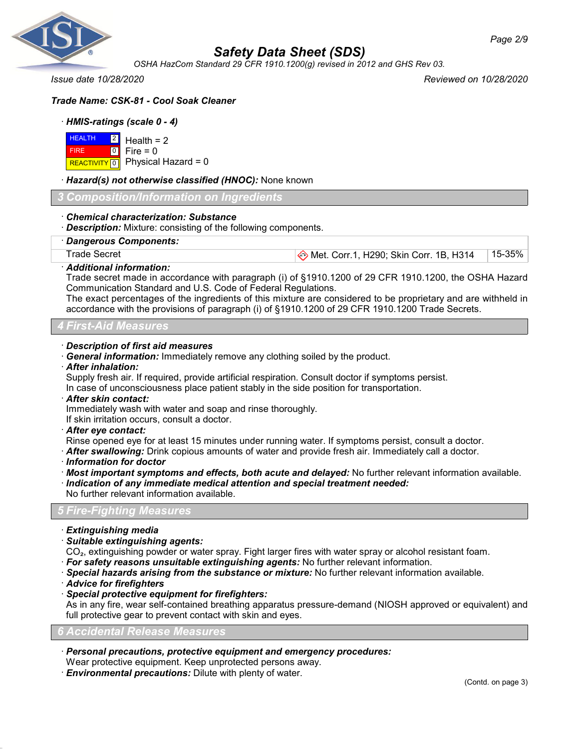**Trade Name: CSK-81 - Cool Soak Cleaner**

· **HMIS-ratings (scale 0 - 4)**

| | | |
|---|---|---|
| HEALTH | 2 | Health = 2 |
| FIRE | 0 | Fire = 0 |
| REACTIVITY | 0 | Physical Hazard = 0 |

· ***Hazard(s) not otherwise classified (HNOC):*** None known

## 3 Composition/Information on Ingredients

· ***Chemical characterization: Substance***
· ***Description:*** Mixture: consisting of the following components.

| · **Dangerous Components:** | | |
|---|---|---|
| Trade Secret | Met. Corr.1, H290; Skin Corr. 1B, H314 | 15-35% |

· ***Additional information:***
Trade secret made in accordance with paragraph (i) of §1910.1200 of 29 CFR 1910.1200, the OSHA Hazard Communication Standard and U.S. Code of Federal Regulations.
The exact percentages of the ingredients of this mixture are considered to be proprietary and are withheld in accordance with the provisions of paragraph (i) of §1910.1200 of 29 CFR 1910.1200 Trade Secrets.

## 4 First-Aid Measures

· ***Description of first aid measures***
· ***General information:*** Immediately remove any clothing soiled by the product.
· ***After inhalation:***
Supply fresh air. If required, provide artificial respiration. Consult doctor if symptoms persist.
In case of unconsciousness place patient stably in the side position for transportation.
· ***After skin contact:***
Immediately wash with water and soap and rinse thoroughly.
If skin irritation occurs, consult a doctor.
· ***After eye contact:***
Rinse opened eye for at least 15 minutes under running water. If symptoms persist, consult a doctor.
· ***After swallowing:*** Drink copious amounts of water and provide fresh air. Immediately call a doctor.
· ***Information for doctor***
· ***Most important symptoms and effects, both acute and delayed:*** No further relevant information available.
· ***Indication of any immediate medical attention and special treatment needed:***
No further relevant information available.

## 5 Fire-Fighting Measures

· ***Extinguishing media***
· ***Suitable extinguishing agents:***
$CO_2$, extinguishing powder or water spray. Fight larger fires with water spray or alcohol resistant foam.
· ***For safety reasons unsuitable extinguishing agents:*** No further relevant information.
· ***Special hazards arising from the substance or mixture:*** No further relevant information available.
· ***Advice for firefighters***
· ***Special protective equipment for firefighters:***
As in any fire, wear self-contained breathing apparatus pressure-demand (NIOSH approved or equivalent) and full protective gear to prevent contact with skin and eyes.

## 6 Accidental Release Measures

· ***Personal precautions, protective equipment and emergency procedures:***
Wear protective equipment. Keep unprotected persons away.
· ***Environmental precautions:*** Dilute with plenty of water.

(Contd. on page 3)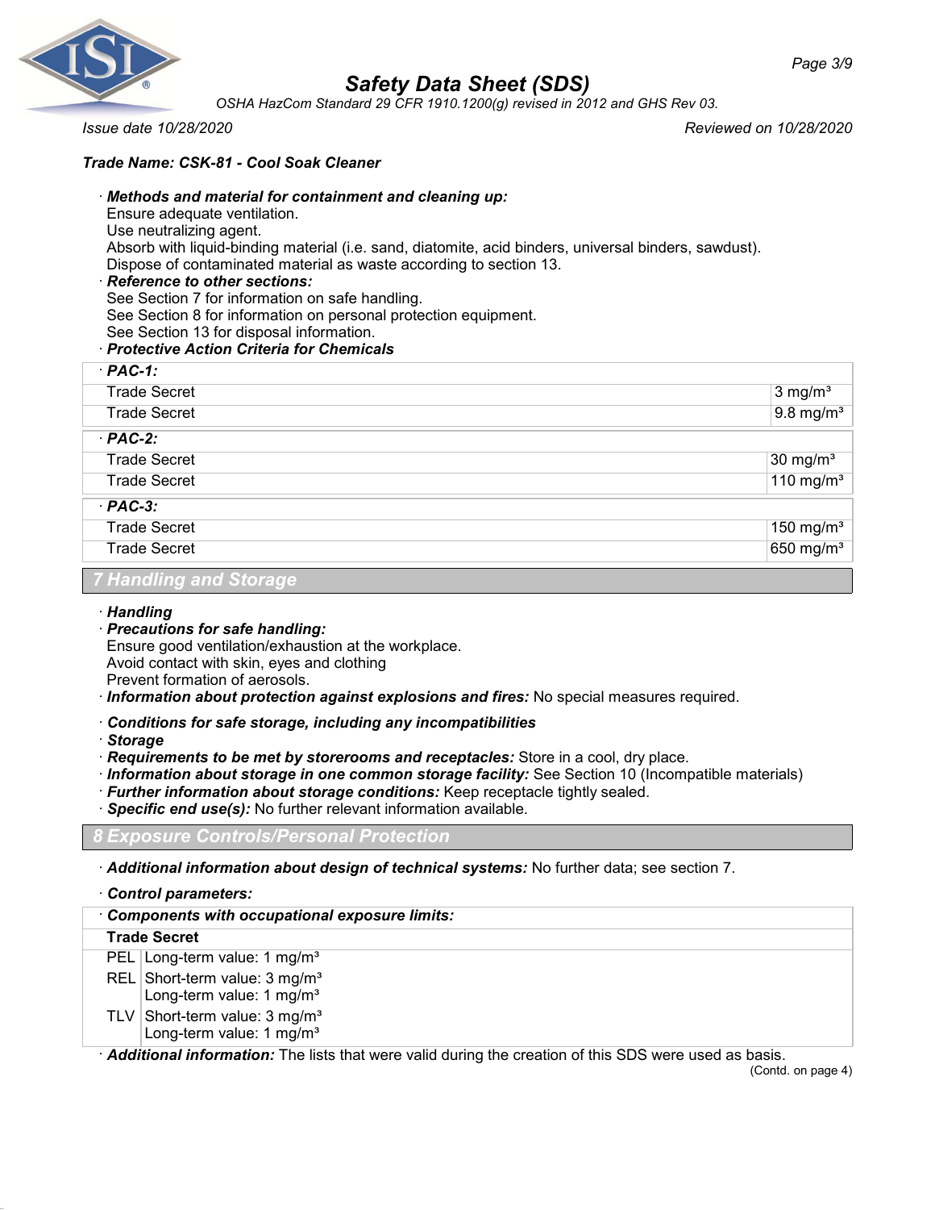**Trade Name: CSK-81 - Cool Soak Cleaner**

· **Methods and material for containment and cleaning up:**
Ensure adequate ventilation.
Use neutralizing agent.
Absorb with liquid-binding material (i.e. sand, diatomite, acid binders, universal binders, sawdust).
Dispose of contaminated material as waste according to section 13.

· **Reference to other sections:**
See Section 7 for information on safe handling.
See Section 8 for information on personal protection equipment.
See Section 13 for disposal information.

· **Protective Action Criteria for Chemicals**

| · **PAC-1:** | |
|---|---|
| Trade Secret | 3 mg/m³ |
| Trade Secret | 9.8 mg/m³ |
| · **PAC-2:** | |
| Trade Secret | 30 mg/m³ |
| Trade Secret | 110 mg/m³ |
| · **PAC-3:** | |
| Trade Secret | 150 mg/m³ |
| Trade Secret | 650 mg/m³ |

## 7 Handling and Storage

· **Handling**

· **Precautions for safe handling:**
Ensure good ventilation/exhaustion at the workplace.
Avoid contact with skin, eyes and clothing
Prevent formation of aerosols.

· **Information about protection against explosions and fires:** No special measures required.

· **Conditions for safe storage, including any incompatibilities**

· **Storage**

· **Requirements to be met by storerooms and receptacles:** Store in a cool, dry place.

· **Information about storage in one common storage facility:** See Section 10 (Incompatible materials)

· **Further information about storage conditions:** Keep receptacle tightly sealed.

· **Specific end use(s):** No further relevant information available.

## 8 Exposure Controls/Personal Protection

· **Additional information about design of technical systems:** No further data; see section 7.

· **Control parameters:**

| · **Components with occupational exposure limits:** | |
|---|---|
| **Trade Secret** | |
| PEL | Long-term value: 1 mg/m³ |
| REL | Short-term value: 3 mg/m³<br>Long-term value: 1 mg/m³ |
| TLV | Short-term value: 3 mg/m³<br>Long-term value: 1 mg/m³ |

· **Additional information:** The lists that were valid during the creation of this SDS were used as basis.

(Contd. on page 4)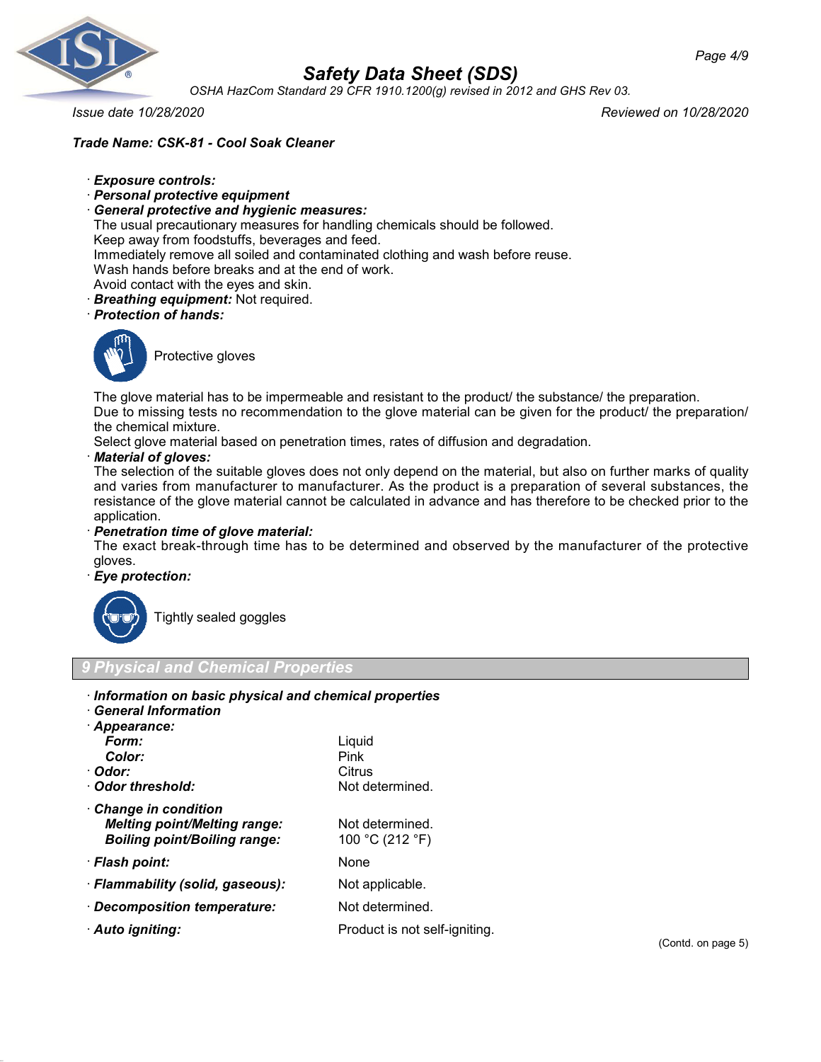**Trade Name: CSK-81 - Cool Soak Cleaner**

· ***Exposure controls:***
· ***Personal protective equipment***
· ***General protective and hygienic measures:***
The usual precautionary measures for handling chemicals should be followed.
Keep away from foodstuffs, beverages and feed.
Immediately remove all soiled and contaminated clothing and wash before reuse.
Wash hands before breaks and at the end of work.
Avoid contact with the eyes and skin.
· ***Breathing equipment:*** Not required.
· ***Protection of hands:***

Protective gloves

The glove material has to be impermeable and resistant to the product/ the substance/ the preparation.
Due to missing tests no recommendation to the glove material can be given for the product/ the preparation/ the chemical mixture.
Select glove material based on penetration times, rates of diffusion and degradation.
· ***Material of gloves:***
The selection of the suitable gloves does not only depend on the material, but also on further marks of quality and varies from manufacturer to manufacturer. As the product is a preparation of several substances, the resistance of the glove material cannot be calculated in advance and has therefore to be checked prior to the application.
· ***Penetration time of glove material:***
The exact break-through time has to be determined and observed by the manufacturer of the protective gloves.
· ***Eye protection:***

Tightly sealed goggles

## 9 Physical and Chemical Properties

· ***Information on basic physical and chemical properties***
· ***General Information***
· ***Appearance:***

| | |
|---|---|
| ***Form:*** | Liquid |
| ***Color:*** | Pink |
| · ***Odor:*** | Citrus |
| · ***Odor threshold:*** | Not determined. |
| · ***Change in condition*** | |
| ***Melting point/Melting range:*** | Not determined. |
| ***Boiling point/Boiling range:*** | 100 °C (212 °F) |
| · ***Flash point:*** | None |
| · ***Flammability (solid, gaseous):*** | Not applicable. |
| · ***Decomposition temperature:*** | Not determined. |
| · ***Auto igniting:*** | Product is not self-igniting. |

(Contd. on page 5)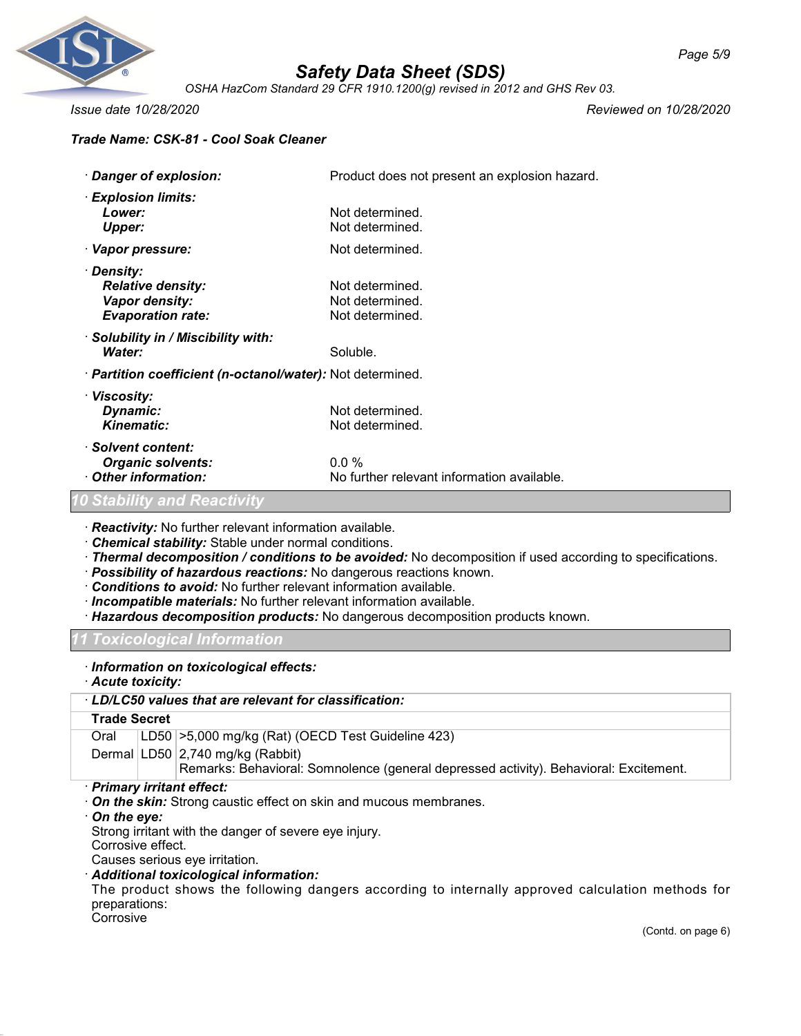**Trade Name: CSK-81 - Cool Soak Cleaner**

· **Danger of explosion:** Product does not present an explosion hazard.

· **Explosion limits:**
  **Lower:** Not determined.
  **Upper:** Not determined.

· **Vapor pressure:** Not determined.

· **Density:**
  **Relative density:** Not determined.
  **Vapor density:** Not determined.
  **Evaporation rate:** Not determined.

· **Solubility in / Miscibility with:**
  **Water:** Soluble.

· **Partition coefficient (n-octanol/water):** Not determined.

· **Viscosity:**
  **Dynamic:** Not determined.
  **Kinematic:** Not determined.

· **Solvent content:**
  **Organic solvents:** 0.0 %

· **Other information:** No further relevant information available.

## 10 Stability and Reactivity

· **Reactivity:** No further relevant information available.
· **Chemical stability:** Stable under normal conditions.
· **Thermal decomposition / conditions to be avoided:** No decomposition if used according to specifications.
· **Possibility of hazardous reactions:** No dangerous reactions known.
· **Conditions to avoid:** No further relevant information available.
· **Incompatible materials:** No further relevant information available.
· **Hazardous decomposition products:** No dangerous decomposition products known.

## 11 Toxicological Information

· **Information on toxicological effects:**
· **Acute toxicity:**

| · **LD/LC50 values that are relevant for classification:** | | |
|---|---|---|
| **Trade Secret** | | |
| Oral | LD50 | >5,000 mg/kg (Rat) (OECD Test Guideline 423) |
| Dermal | LD50 | 2,740 mg/kg (Rabbit)<br>Remarks: Behavioral: Somnolence (general depressed activity). Behavioral: Excitement. |

· **Primary irritant effect:**
· **On the skin:** Strong caustic effect on skin and mucous membranes.
· **On the eye:**
Strong irritant with the danger of severe eye injury.
Corrosive effect.
Causes serious eye irritation.
· **Additional toxicological information:**
The product shows the following dangers according to internally approved calculation methods for preparations:
Corrosive

(Contd. on page 6)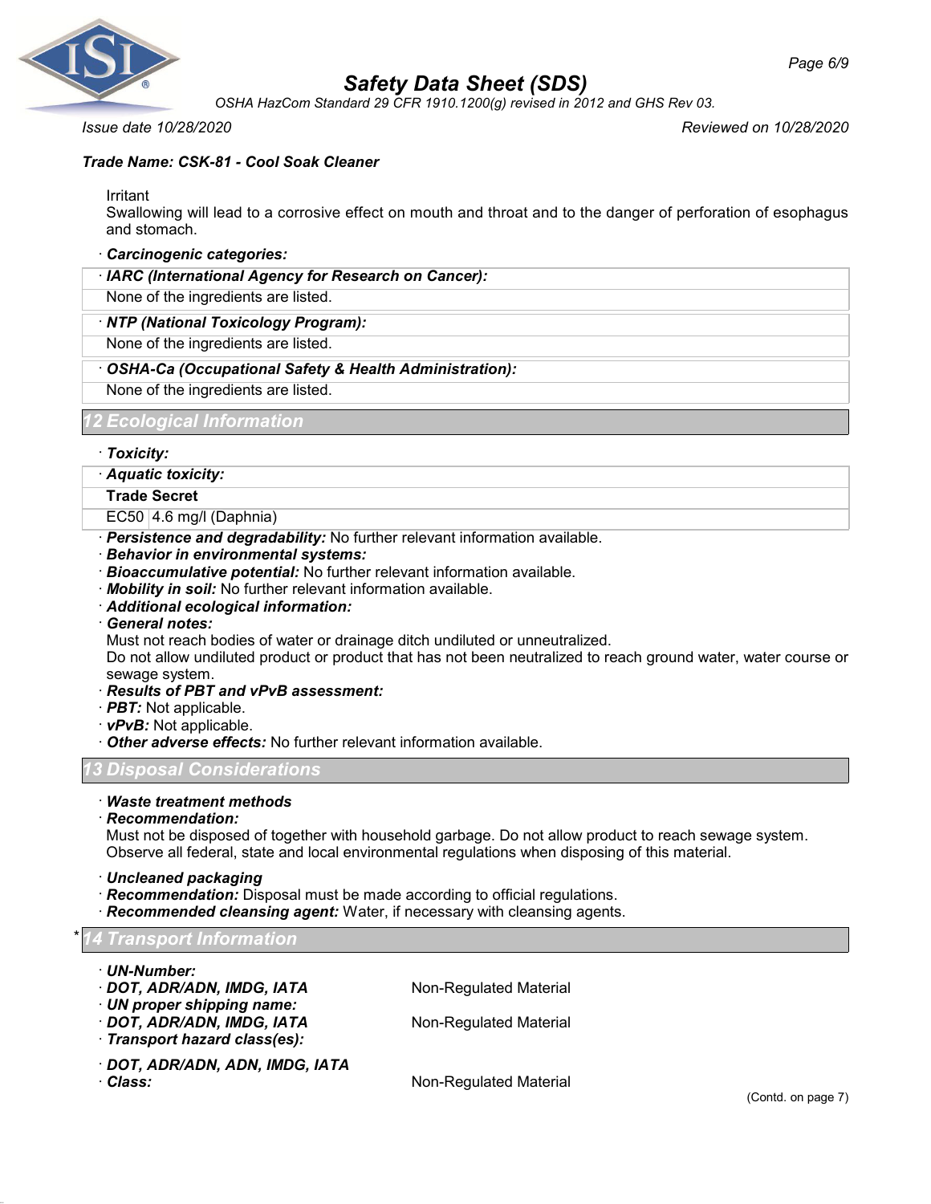Irritant

Swallowing will lead to a corrosive effect on mouth and throat and to the danger of perforation of esophagus and stomach.

· **Carcinogenic categories:**

| · **IARC (International Agency for Research on Cancer):** |
|---|
| None of the ingredients are listed. |

| · **NTP (National Toxicology Program):** |
|---|
| None of the ingredients are listed. |

| · **OSHA-Ca (Occupational Safety & Health Administration):** |
|---|
| None of the ingredients are listed. |

## 12 Ecological Information

· **Toxicity:**

| · **Aquatic toxicity:** | |
|---|---|
| **Trade Secret** | |
| EC50 | 4.6 mg/l (Daphnia) |

· **Persistence and degradability:** No further relevant information available.
· **Behavior in environmental systems:**
· **Bioaccumulative potential:** No further relevant information available.
· **Mobility in soil:** No further relevant information available.
· **Additional ecological information:**
· **General notes:**
Must not reach bodies of water or drainage ditch undiluted or unneutralized.
Do not allow undiluted product or product that has not been neutralized to reach ground water, water course or sewage system.
· **Results of PBT and vPvB assessment:**
· **PBT:** Not applicable.
· **vPvB:** Not applicable.
· **Other adverse effects:** No further relevant information available.

## 13 Disposal Considerations

· **Waste treatment methods**
· **Recommendation:**
Must not be disposed of together with household garbage. Do not allow product to reach sewage system. Observe all federal, state and local environmental regulations when disposing of this material.

· **Uncleaned packaging**
· **Recommendation:** Disposal must be made according to official regulations.
· **Recommended cleansing agent:** Water, if necessary with cleansing agents.

## * 14 Transport Information

· **UN-Number:**
· **DOT, ADR/ADN, IMDG, IATA** Non-Regulated Material
· **UN proper shipping name:**
· **DOT, ADR/ADN, IMDG, IATA** Non-Regulated Material
· **Transport hazard class(es):**

· **DOT, ADR/ADN, ADN, IMDG, IATA**
· **Class:** Non-Regulated Material

(Contd. on page 7)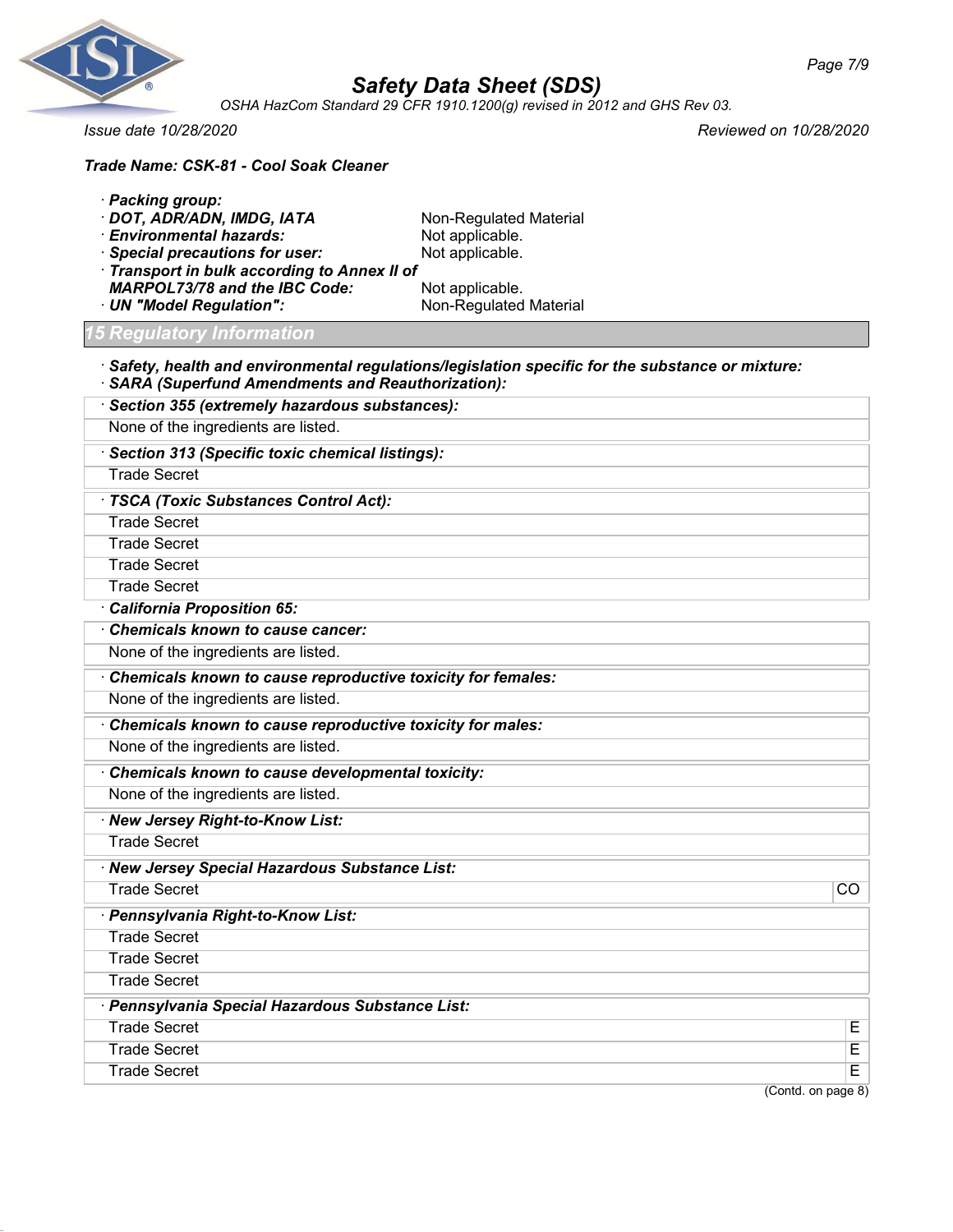### Trade Name: CSK-81 - Cool Soak Cleaner

· **Packing group:**
· **DOT, ADR/ADN, IMDG, IATA** Non-Regulated Material
· **Environmental hazards:** Not applicable.
· **Special precautions for user:** Not applicable.
· **Transport in bulk according to Annex II of MARPOL73/78 and the IBC Code:** Not applicable.
· **UN "Model Regulation":** Non-Regulated Material

## 15 Regulatory Information

· **Safety, health and environmental regulations/legislation specific for the substance or mixture:**
· **SARA (Superfund Amendments and Reauthorization):**

| · **Section 355 (extremely hazardous substances):** |
|---|
| None of the ingredients are listed. |

| · **Section 313 (Specific toxic chemical listings):** |
|---|
| Trade Secret |

| · **TSCA (Toxic Substances Control Act):** |
|---|
| Trade Secret |
| Trade Secret |
| Trade Secret |
| Trade Secret |

· **California Proposition 65:**

| · **Chemicals known to cause cancer:** |
|---|
| None of the ingredients are listed. |

| · **Chemicals known to cause reproductive toxicity for females:** |
|---|
| None of the ingredients are listed. |

| · **Chemicals known to cause reproductive toxicity for males:** |
|---|
| None of the ingredients are listed. |

| · **Chemicals known to cause developmental toxicity:** |
|---|
| None of the ingredients are listed. |

| · **New Jersey Right-to-Know List:** |
|---|
| Trade Secret |

| · **New Jersey Special Hazardous Substance List:** | |
|---|---|
| Trade Secret | CO |

| · **Pennsylvania Right-to-Know List:** |
|---|
| Trade Secret |
| Trade Secret |
| Trade Secret |

| · **Pennsylvania Special Hazardous Substance List:** | |
|---|---|
| Trade Secret | E |
| Trade Secret | E |
| Trade Secret | E |

(Contd. on page 8)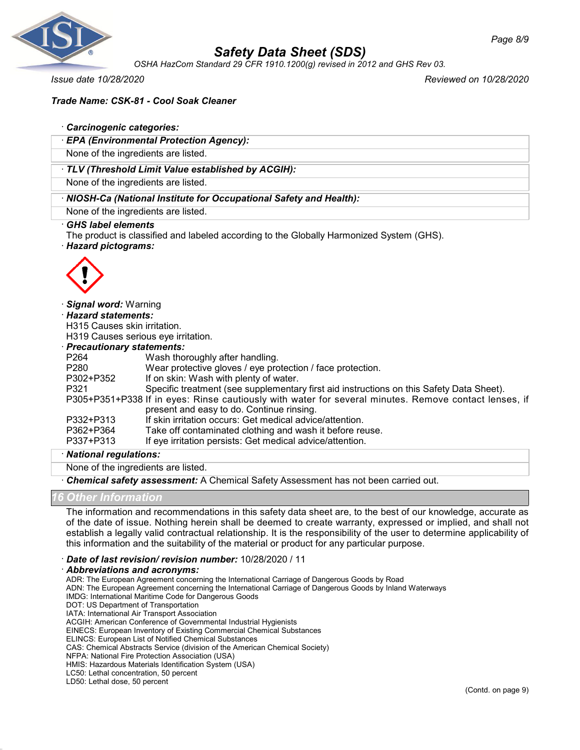**Safety Data Sheet (SDS)**

OSHA HazCom Standard 29 CFR 1910.1200(g) revised in 2012 and GHS Rev 03.

*Issue date 10/28/2020* *Reviewed on 10/28/2020*

**Trade Name: CSK-81 - Cool Soak Cleaner**

· **Carcinogenic categories:**

· **EPA (Environmental Protection Agency):**

None of the ingredients are listed.

· **TLV (Threshold Limit Value established by ACGIH):**

None of the ingredients are listed.

· **NIOSH-Ca (National Institute for Occupational Safety and Health):**

None of the ingredients are listed.

· **GHS label elements**

The product is classified and labeled according to the Globally Harmonized System (GHS).

· **Hazard pictograms:**

· **Signal word:** Warning

· **Hazard statements:**

H315 Causes skin irritation.

H319 Causes serious eye irritation.

· **Precautionary statements:**

| | |
|---|---|
| P264 | Wash thoroughly after handling. |
| P280 | Wear protective gloves / eye protection / face protection. |
| P302+P352 | If on skin: Wash with plenty of water. |
| P321 | Specific treatment (see supplementary first aid instructions on this Safety Data Sheet). |
| P305+P351+P338 | If in eyes: Rinse cautiously with water for several minutes. Remove contact lenses, if present and easy to do. Continue rinsing. |
| P332+P313 | If skin irritation occurs: Get medical advice/attention. |
| P362+P364 | Take off contaminated clothing and wash it before reuse. |
| P337+P313 | If eye irritation persists: Get medical advice/attention. |

· **National regulations:**

None of the ingredients are listed.

· **Chemical safety assessment:** A Chemical Safety Assessment has not been carried out.

## 16 Other Information

The information and recommendations in this safety data sheet are, to the best of our knowledge, accurate as of the date of issue. Nothing herein shall be deemed to create warranty, expressed or implied, and shall not establish a legally valid contractual relationship. It is the responsibility of the user to determine applicability of this information and the suitability of the material or product for any particular purpose.

· **Date of last revision/ revision number:** 10/28/2020 / 11

· **Abbreviations and acronyms:**

ADR: The European Agreement concerning the International Carriage of Dangerous Goods by Road
ADN: The European Agreement concerning the International Carriage of Dangerous Goods by Inland Waterways
IMDG: International Maritime Code for Dangerous Goods
DOT: US Department of Transportation
IATA: International Air Transport Association
ACGIH: American Conference of Governmental Industrial Hygienists
EINECS: European Inventory of Existing Commercial Chemical Substances
ELINCS: European List of Notified Chemical Substances
CAS: Chemical Abstracts Service (division of the American Chemical Society)
NFPA: National Fire Protection Association (USA)
HMIS: Hazardous Materials Identification System (USA)
LC50: Lethal concentration, 50 percent
LD50: Lethal dose, 50 percent

(Contd. on page 9)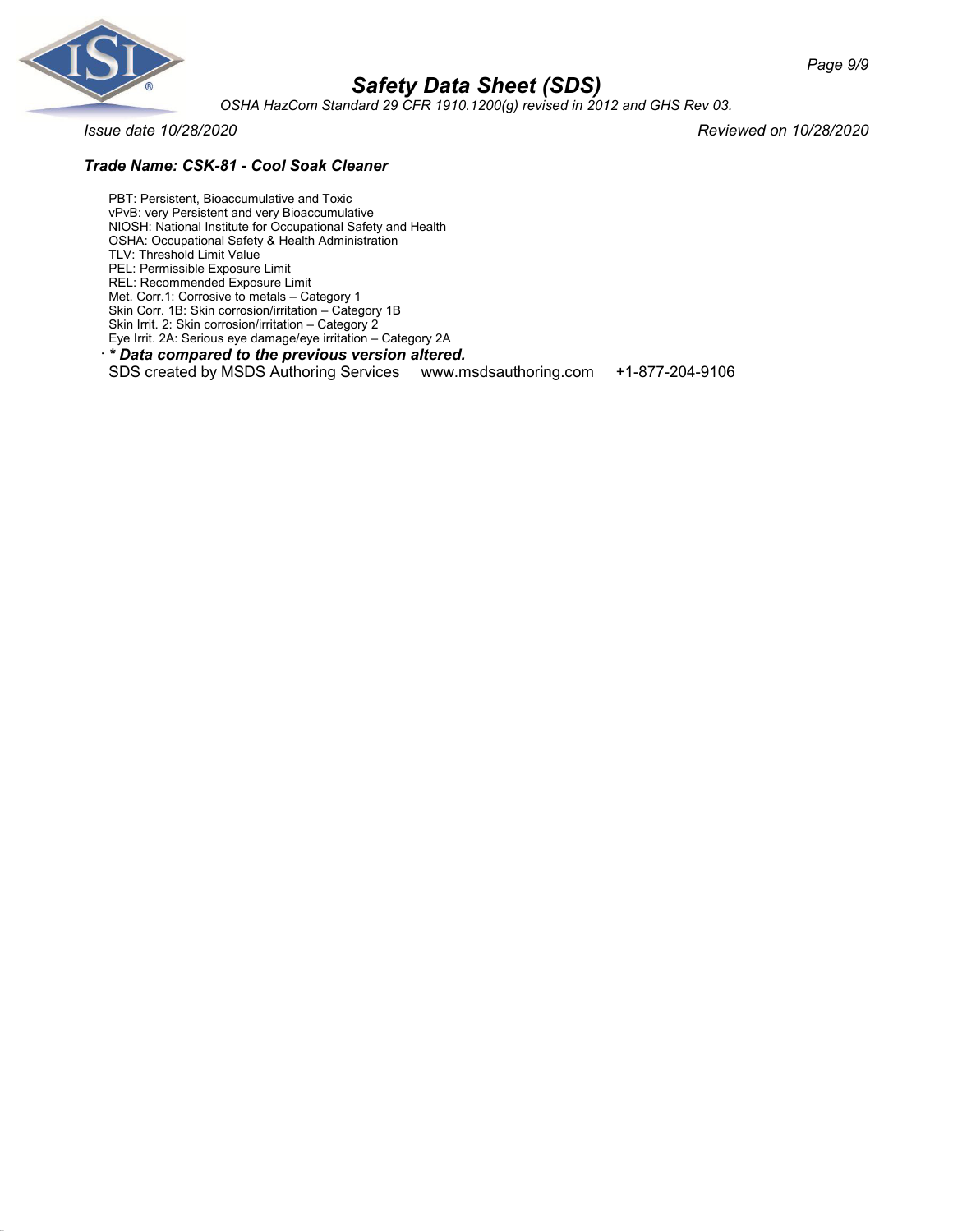### Trade Name: CSK-81 - Cool Soak Cleaner

PBT: Persistent, Bioaccumulative and Toxic
vPvB: very Persistent and very Bioaccumulative
NIOSH: National Institute for Occupational Safety and Health
OSHA: Occupational Safety & Health Administration
TLV: Threshold Limit Value
PEL: Permissible Exposure Limit
REL: Recommended Exposure Limit
Met. Corr.1: Corrosive to metals – Category 1
Skin Corr. 1B: Skin corrosion/irritation – Category 1B
Skin Irrit. 2: Skin corrosion/irritation – Category 2
Eye Irrit. 2A: Serious eye damage/eye irritation – Category 2A

· ***\* Data compared to the previous version altered.***

SDS created by MSDS Authoring Services www.msdsauthoring.com +1-877-204-9106